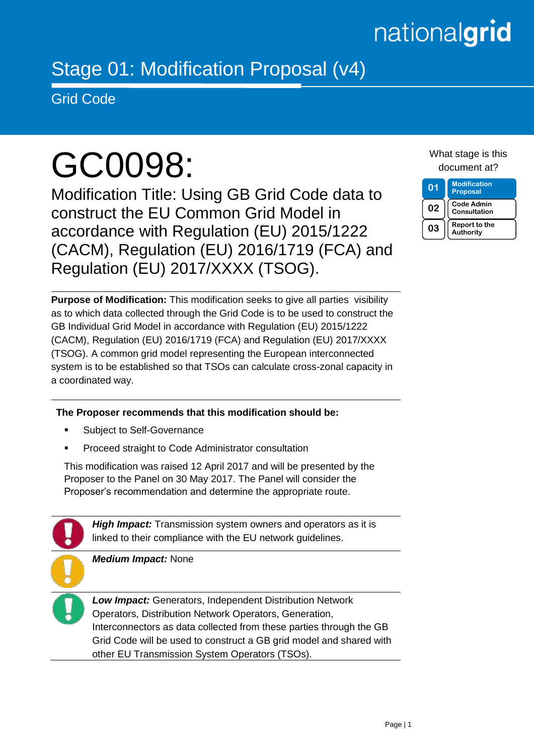nationalgrid

# Stage 01: Modification Proposal (v4)

## Grid Code

# GC0098:

## Modification Title: Using GB Grid Code data to construct the EU Common Grid Model in accordance with Regulation (EU) 2015/1222 (CACM), Regulation (EU) 2016/1719 (FCA) and Regulation (EU) 2017/XXXX (TSOG).

What stage is this document at?

| | |
|---|---|
| 01 | Modification Proposal |
| 02 | Code Admin Consultation |
| 03 | Report to the Authority |

**Purpose of Modification:** This modification seeks to give all parties visibility as to which data collected through the Grid Code is to be used to construct the GB Individual Grid Model in accordance with Regulation (EU) 2015/1222 (CACM), Regulation (EU) 2016/1719 (FCA) and Regulation (EU) 2017/XXXX (TSOG). A common grid model representing the European interconnected system is to be established so that TSOs can calculate cross-zonal capacity in a coordinated way.

**The Proposer recommends that this modification should be:**

- Subject to Self-Governance
- Proceed straight to Code Administrator consultation

This modification was raised 12 April 2017 and will be presented by the Proposer to the Panel on 30 May 2017. The Panel will consider the Proposer's recommendation and determine the appropriate route.

***High Impact:*** Transmission system owners and operators as it is linked to their compliance with the EU network guidelines.

***Medium Impact:*** None

***Low Impact:*** Generators, Independent Distribution Network Operators, Distribution Network Operators, Generation, Interconnectors as data collected from these parties through the GB Grid Code will be used to construct a GB grid model and shared with other EU Transmission System Operators (TSOs).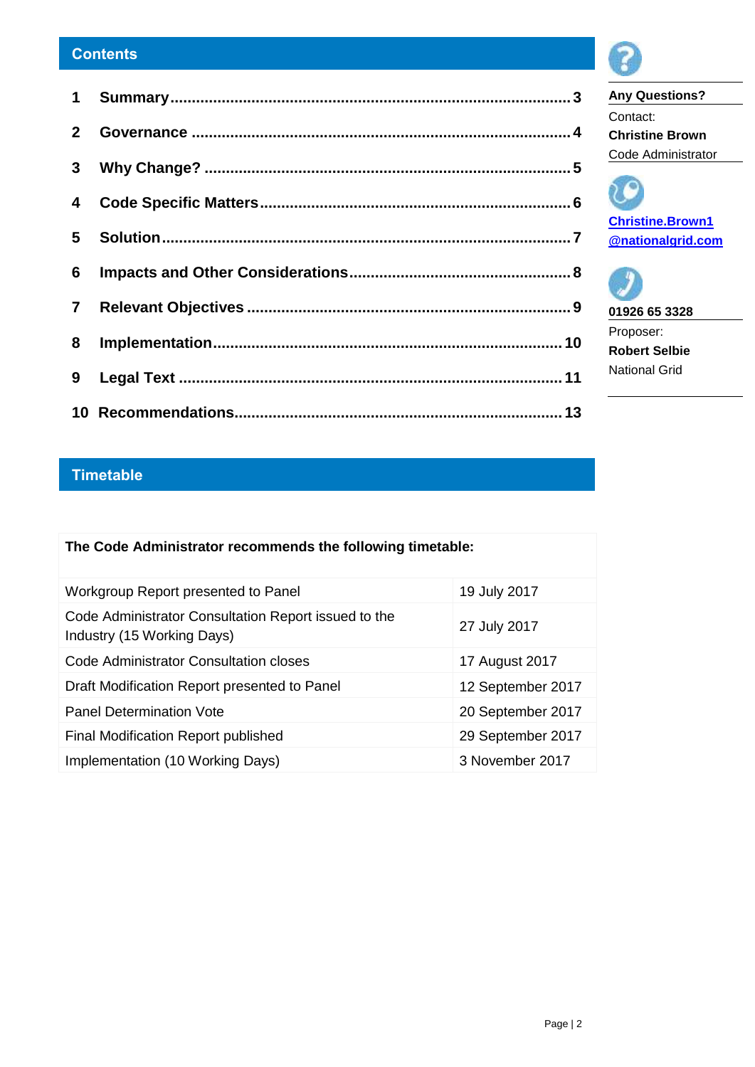## Contents

1 **Summary** ........................................................................................ 3

2 **Governance** ..................................................................................... 4

3 **Why Change?** .................................................................................. 5

4 **Code Specific Matters** ....................................................................... 6

5 **Solution** ........................................................................................... 7

6 **Impacts and Other Considerations** ....................................................... 8

7 **Relevant Objectives** .......................................................................... 9

8 **Implementation** .............................................................................. 10

9 **Legal Text** ...................................................................................... 11

10 **Recommendations** ......................................................................... 13

**Any Questions?**

Contact:
**Christine Brown**
Code Administrator

[Christine.Brown1@nationalgrid.com](mailto:Christine.Brown1@nationalgrid.com)

**01926 65 3328**

Proposer:
**Robert Selbie**
National Grid

## Timetable

| **The Code Administrator recommends the following timetable:** | |
|---|---|
| Workgroup Report presented to Panel | 19 July 2017 |
| Code Administrator Consultation Report issued to the Industry (15 Working Days) | 27 July 2017 |
| Code Administrator Consultation closes | 17 August 2017 |
| Draft Modification Report presented to Panel | 12 September 2017 |
| Panel Determination Vote | 20 September 2017 |
| Final Modification Report published | 29 September 2017 |
| Implementation (10 Working Days) | 3 November 2017 |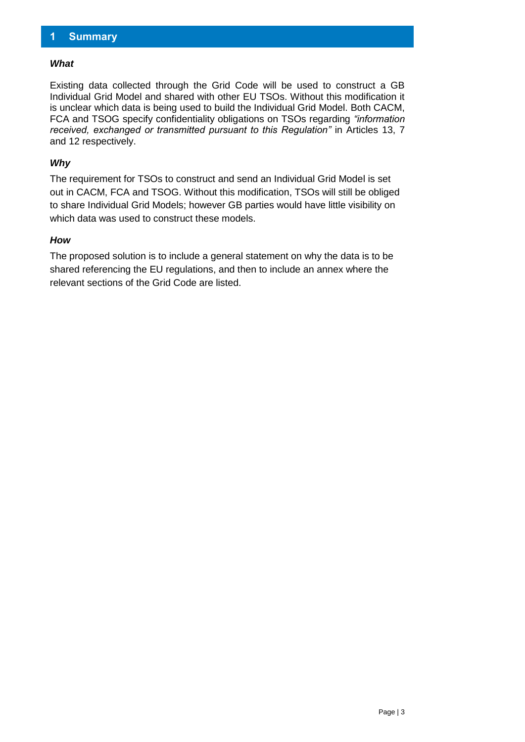# 1 Summary

***What***

Existing data collected through the Grid Code will be used to construct a GB Individual Grid Model and shared with other EU TSOs. Without this modification it is unclear which data is being used to build the Individual Grid Model. Both CACM, FCA and TSOG specify confidentiality obligations on TSOs regarding *"information received, exchanged or transmitted pursuant to this Regulation"* in Articles 13, 7 and 12 respectively.

***Why***

The requirement for TSOs to construct and send an Individual Grid Model is set out in CACM, FCA and TSOG. Without this modification, TSOs will still be obliged to share Individual Grid Models; however GB parties would have little visibility on which data was used to construct these models.

***How***

The proposed solution is to include a general statement on why the data is to be shared referencing the EU regulations, and then to include an annex where the relevant sections of the Grid Code are listed.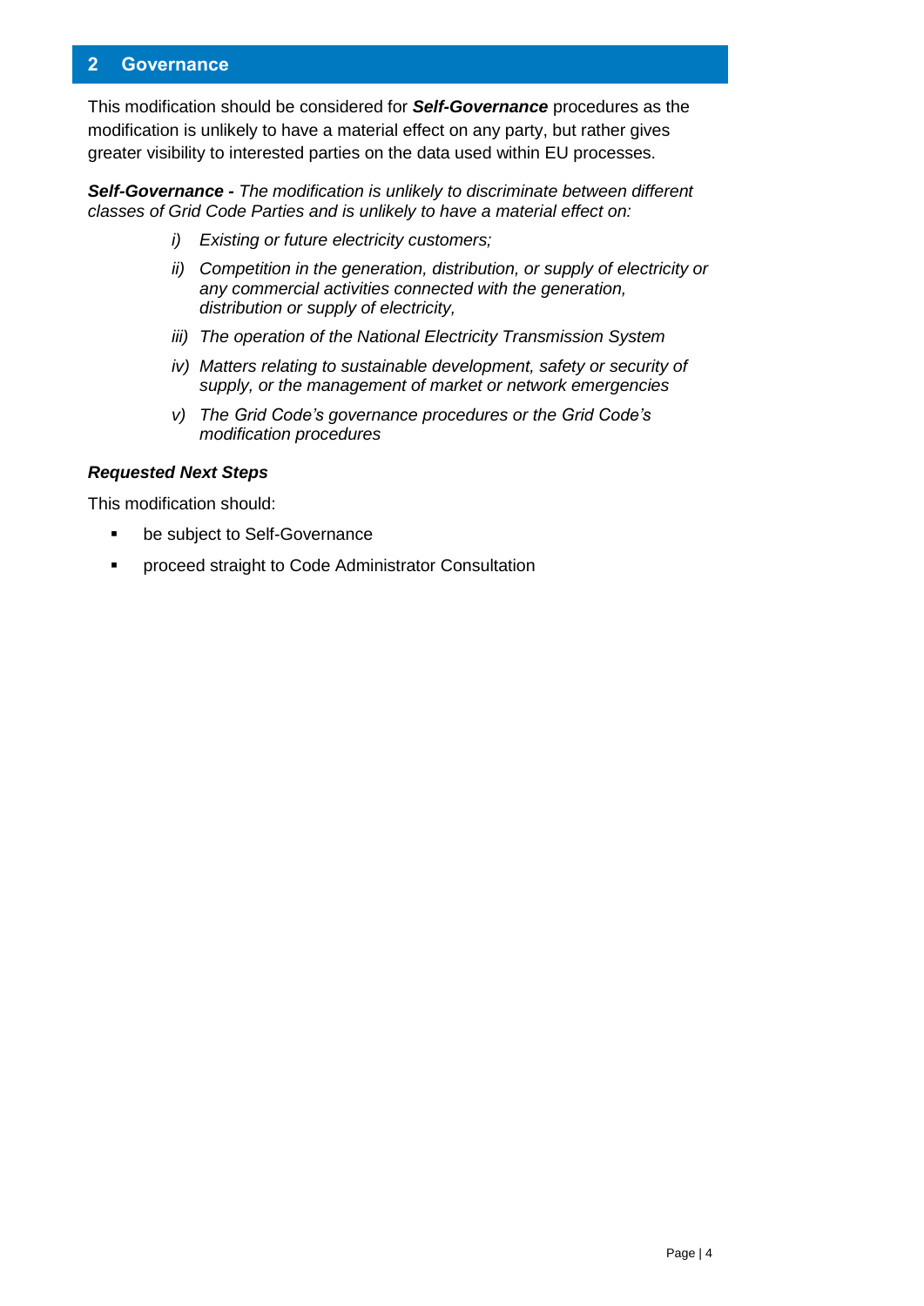## 2 Governance

This modification should be considered for ***Self-Governance*** procedures as the modification is unlikely to have a material effect on any party, but rather gives greater visibility to interested parties on the data used within EU processes.

***Self-Governance -*** *The modification is unlikely to discriminate between different classes of Grid Code Parties and is unlikely to have a material effect on:*

*i) Existing or future electricity customers;*

*ii) Competition in the generation, distribution, or supply of electricity or any commercial activities connected with the generation, distribution or supply of electricity,*

*iii) The operation of the National Electricity Transmission System*

*iv) Matters relating to sustainable development, safety or security of supply, or the management of market or network emergencies*

*v) The Grid Code's governance procedures or the Grid Code's modification procedures*

***Requested Next Steps***

This modification should:

- be subject to Self-Governance
- proceed straight to Code Administrator Consultation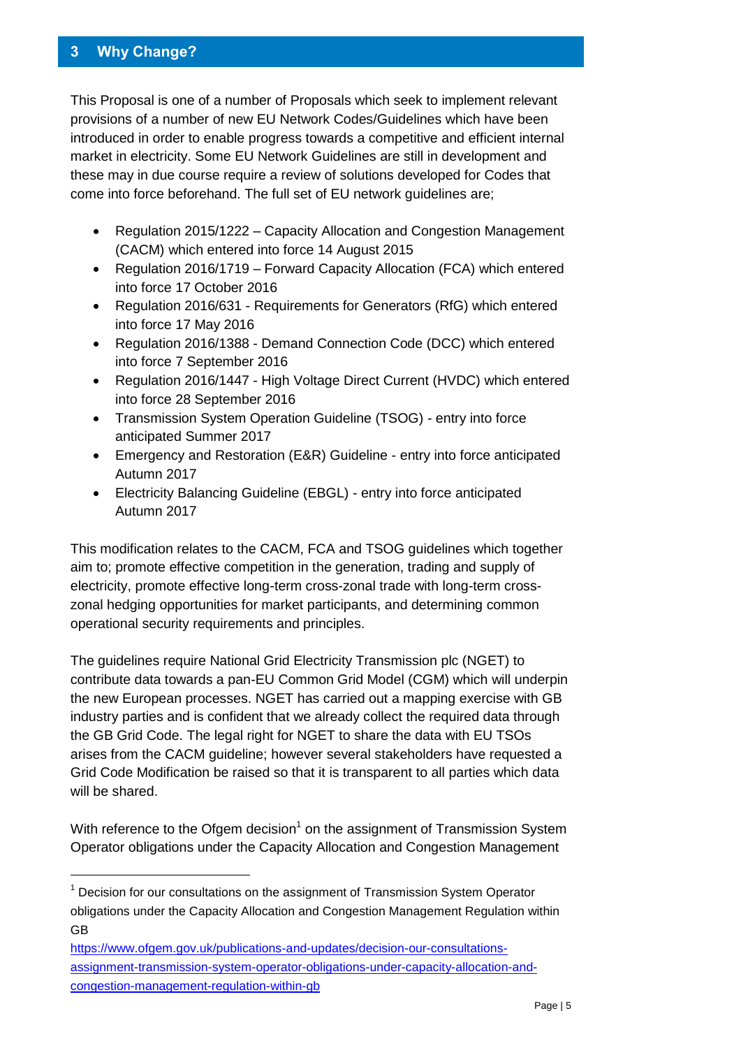## 3 Why Change?

This Proposal is one of a number of Proposals which seek to implement relevant provisions of a number of new EU Network Codes/Guidelines which have been introduced in order to enable progress towards a competitive and efficient internal market in electricity. Some EU Network Guidelines are still in development and these may in due course require a review of solutions developed for Codes that come into force beforehand. The full set of EU network guidelines are;

- Regulation 2015/1222 – Capacity Allocation and Congestion Management (CACM) which entered into force 14 August 2015
- Regulation 2016/1719 – Forward Capacity Allocation (FCA) which entered into force 17 October 2016
- Regulation 2016/631 - Requirements for Generators (RfG) which entered into force 17 May 2016
- Regulation 2016/1388 - Demand Connection Code (DCC) which entered into force 7 September 2016
- Regulation 2016/1447 - High Voltage Direct Current (HVDC) which entered into force 28 September 2016
- Transmission System Operation Guideline (TSOG) - entry into force anticipated Summer 2017
- Emergency and Restoration (E&R) Guideline - entry into force anticipated Autumn 2017
- Electricity Balancing Guideline (EBGL) - entry into force anticipated Autumn 2017

This modification relates to the CACM, FCA and TSOG guidelines which together aim to; promote effective competition in the generation, trading and supply of electricity, promote effective long-term cross-zonal trade with long-term cross-zonal hedging opportunities for market participants, and determining common operational security requirements and principles.

The guidelines require National Grid Electricity Transmission plc (NGET) to contribute data towards a pan-EU Common Grid Model (CGM) which will underpin the new European processes. NGET has carried out a mapping exercise with GB industry parties and is confident that we already collect the required data through the GB Grid Code. The legal right for NGET to share the data with EU TSOs arises from the CACM guideline; however several stakeholders have requested a Grid Code Modification be raised so that it is transparent to all parties which data will be shared.

With reference to the Ofgem decision[1] on the assignment of Transmission System Operator obligations under the Capacity Allocation and Congestion Management

---

[1] Decision for our consultations on the assignment of Transmission System Operator obligations under the Capacity Allocation and Congestion Management Regulation within GB
https://www.ofgem.gov.uk/publications-and-updates/decision-our-consultations-assignment-transmission-system-operator-obligations-under-capacity-allocation-and-congestion-management-regulation-within-gb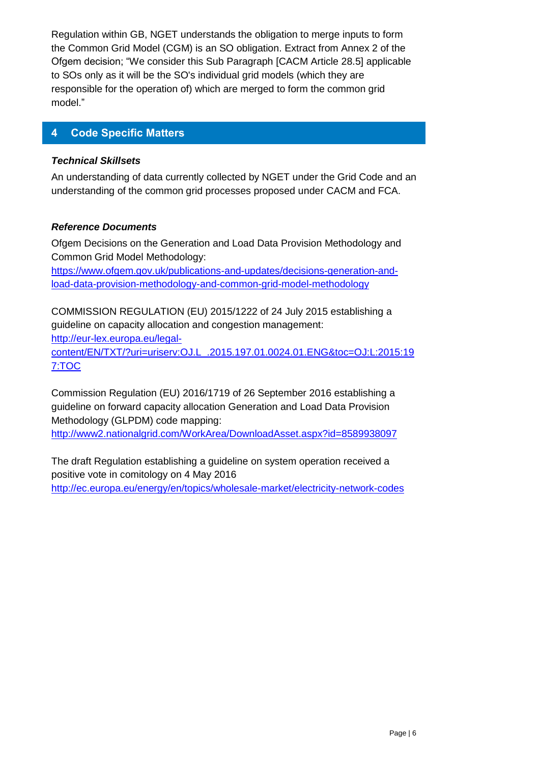Regulation within GB, NGET understands the obligation to merge inputs to form the Common Grid Model (CGM) is an SO obligation. Extract from Annex 2 of the Ofgem decision; "We consider this Sub Paragraph [CACM Article 28.5] applicable to SOs only as it will be the SO's individual grid models (which they are responsible for the operation of) which are merged to form the common grid model."

## 4 Code Specific Matters

***Technical Skillsets***

An understanding of data currently collected by NGET under the Grid Code and an understanding of the common grid processes proposed under CACM and FCA.

***Reference Documents***

Ofgem Decisions on the Generation and Load Data Provision Methodology and Common Grid Model Methodology:
[https://www.ofgem.gov.uk/publications-and-updates/decisions-generation-and-load-data-provision-methodology-and-common-grid-model-methodology](https://www.ofgem.gov.uk/publications-and-updates/decisions-generation-and-load-data-provision-methodology-and-common-grid-model-methodology)

COMMISSION REGULATION (EU) 2015/1222 of 24 July 2015 establishing a guideline on capacity allocation and congestion management:
[http://eur-lex.europa.eu/legal-content/EN/TXT/?uri=uriserv:OJ.L_.2015.197.01.0024.01.ENG&toc=OJ:L:2015:197:TOC](http://eur-lex.europa.eu/legal-content/EN/TXT/?uri=uriserv:OJ.L_.2015.197.01.0024.01.ENG&toc=OJ:L:2015:197:TOC)

Commission Regulation (EU) 2016/1719 of 26 September 2016 establishing a guideline on forward capacity allocation Generation and Load Data Provision Methodology (GLPDM) code mapping:
[http://www2.nationalgrid.com/WorkArea/DownloadAsset.aspx?id=8589938097](http://www2.nationalgrid.com/WorkArea/DownloadAsset.aspx?id=8589938097)

The draft Regulation establishing a guideline on system operation received a positive vote in comitology on 4 May 2016
[http://ec.europa.eu/energy/en/topics/wholesale-market/electricity-network-codes](http://ec.europa.eu/energy/en/topics/wholesale-market/electricity-network-codes)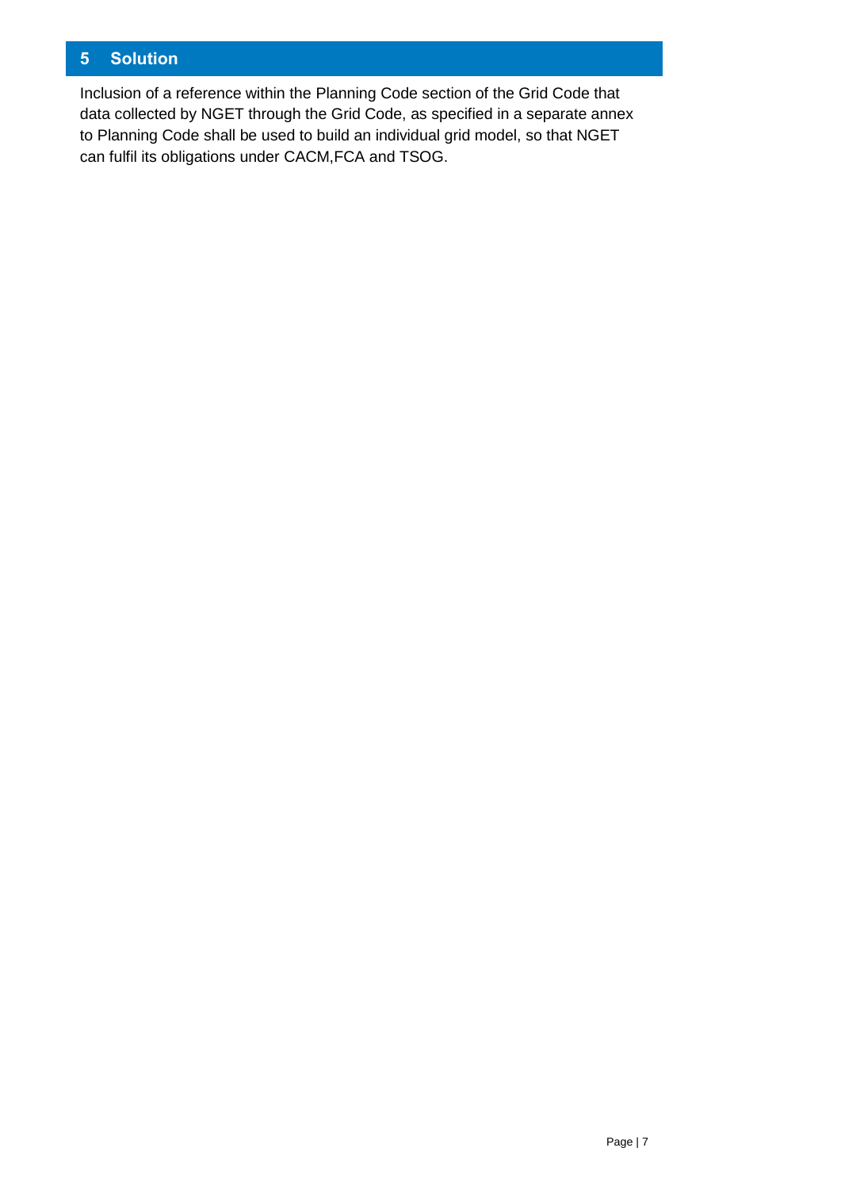## 5 Solution

Inclusion of a reference within the Planning Code section of the Grid Code that data collected by NGET through the Grid Code, as specified in a separate annex to Planning Code shall be used to build an individual grid model, so that NGET can fulfil its obligations under CACM,FCA and TSOG.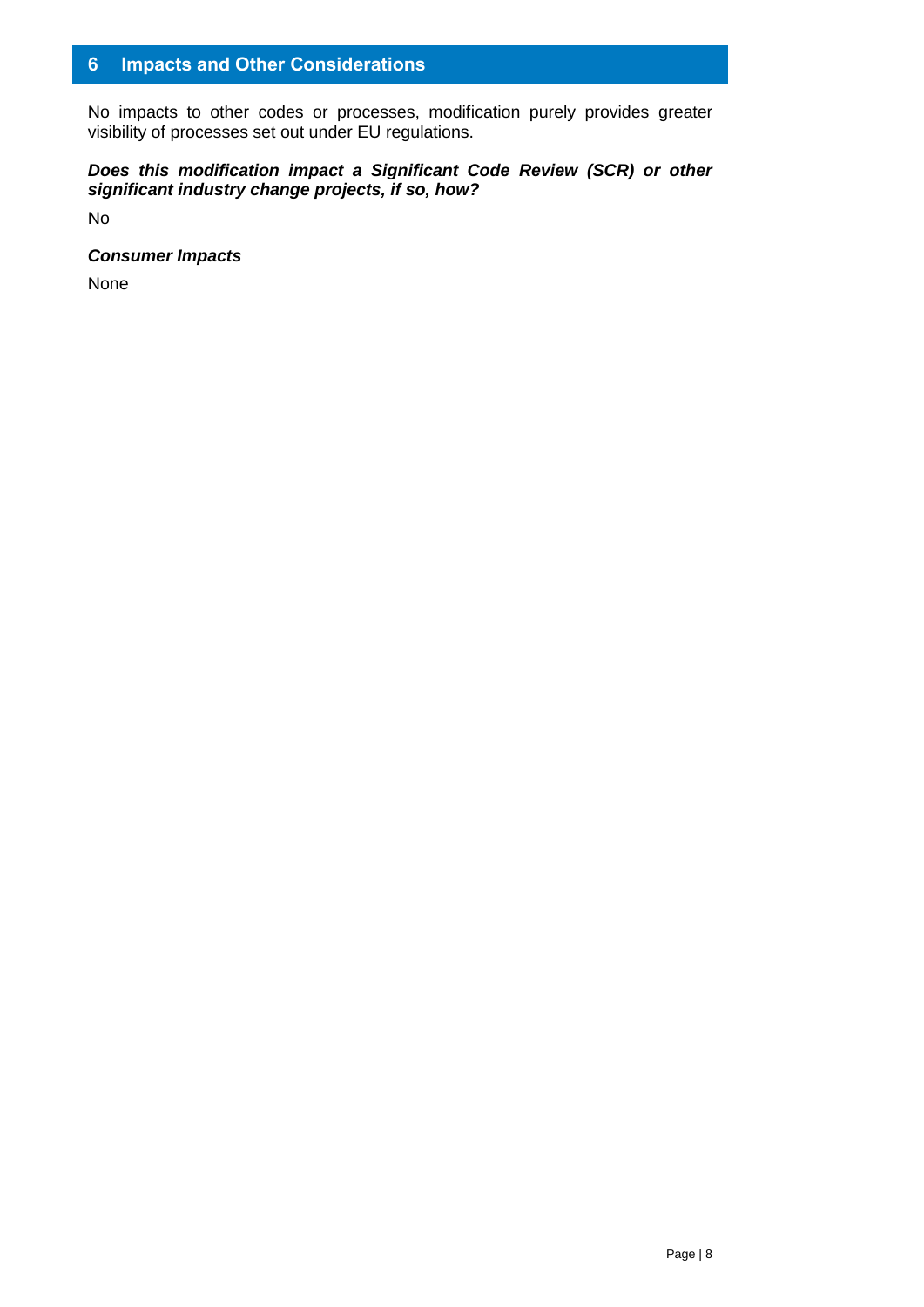# 6 Impacts and Other Considerations

No impacts to other codes or processes, modification purely provides greater visibility of processes set out under EU regulations.

***Does this modification impact a Significant Code Review (SCR) or other significant industry change projects, if so, how?***

No

***Consumer Impacts***

None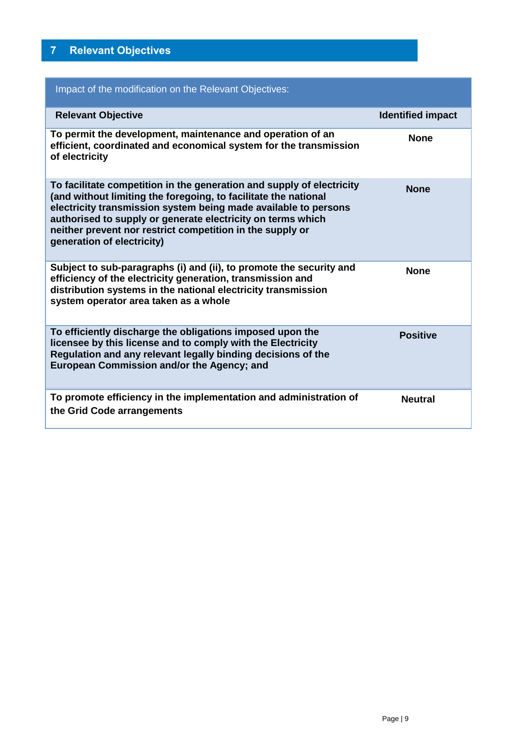## 7 Relevant Objectives

| Impact of the modification on the Relevant Objectives: | |
|---|---|
| **Relevant Objective** | **Identified impact** |
| **To permit the development, maintenance and operation of an efficient, coordinated and economical system for the transmission of electricity** | **None** |
| **To facilitate competition in the generation and supply of electricity (and without limiting the foregoing, to facilitate the national electricity transmission system being made available to persons authorised to supply or generate electricity on terms which neither prevent nor restrict competition in the supply or generation of electricity)** | **None** |
| **Subject to sub-paragraphs (i) and (ii), to promote the security and efficiency of the electricity generation, transmission and distribution systems in the national electricity transmission system operator area taken as a whole** | **None** |
| **To efficiently discharge the obligations imposed upon the licensee by this license and to comply with the Electricity Regulation and any relevant legally binding decisions of the European Commission and/or the Agency; and** | **Positive** |
| **To promote efficiency in the implementation and administration of the Grid Code arrangements** | **Neutral** |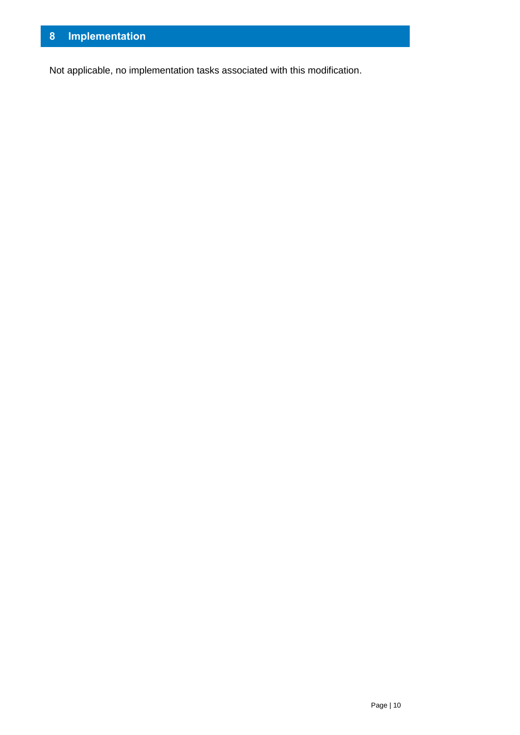# 8 Implementation

Not applicable, no implementation tasks associated with this modification.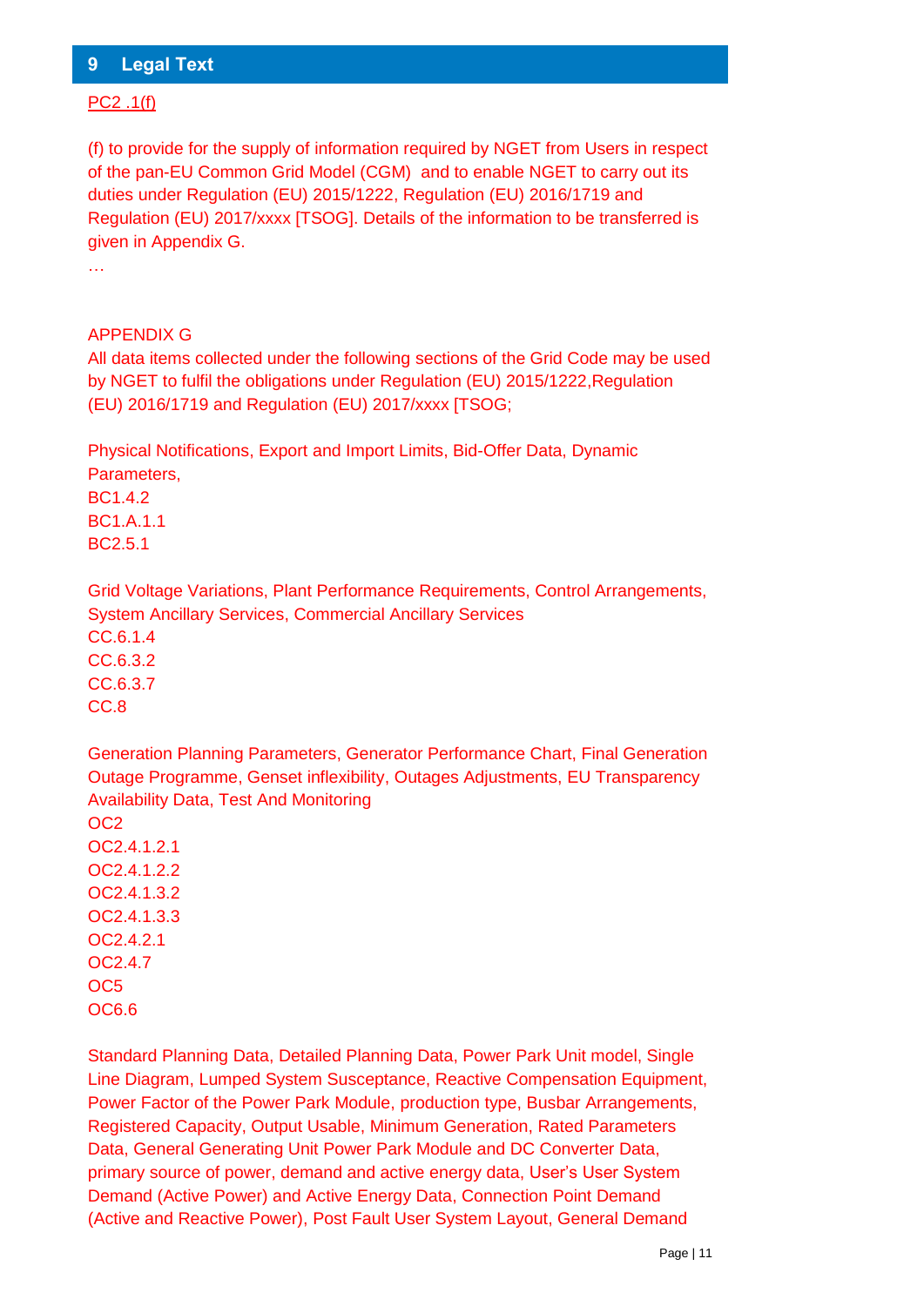## 9 Legal Text

PC2 .1(f)

(f) to provide for the supply of information required by NGET from Users in respect of the pan-EU Common Grid Model (CGM) and to enable NGET to carry out its duties under Regulation (EU) 2015/1222, Regulation (EU) 2016/1719 and Regulation (EU) 2017/xxxx [TSOG]. Details of the information to be transferred is given in Appendix G.

…

APPENDIX G

All data items collected under the following sections of the Grid Code may be used by NGET to fulfil the obligations under Regulation (EU) 2015/1222,Regulation (EU) 2016/1719 and Regulation (EU) 2017/xxxx [TSOG;

Physical Notifications, Export and Import Limits, Bid-Offer Data, Dynamic Parameters,
BC1.4.2
BC1.A.1.1
BC2.5.1

Grid Voltage Variations, Plant Performance Requirements, Control Arrangements, System Ancillary Services, Commercial Ancillary Services
CC.6.1.4
CC.6.3.2
CC.6.3.7
CC.8

Generation Planning Parameters, Generator Performance Chart, Final Generation Outage Programme, Genset inflexibility, Outages Adjustments, EU Transparency Availability Data, Test And Monitoring
OC2
OC2.4.1.2.1
OC2.4.1.2.2
OC2.4.1.3.2
OC2.4.1.3.3
OC2.4.2.1
OC2.4.7
OC5
OC6.6

Standard Planning Data, Detailed Planning Data, Power Park Unit model, Single Line Diagram, Lumped System Susceptance, Reactive Compensation Equipment, Power Factor of the Power Park Module, production type, Busbar Arrangements, Registered Capacity, Output Usable, Minimum Generation, Rated Parameters Data, General Generating Unit Power Park Module and DC Converter Data, primary source of power, demand and active energy data, User's User System Demand (Active Power) and Active Energy Data, Connection Point Demand (Active and Reactive Power), Post Fault User System Layout, General Demand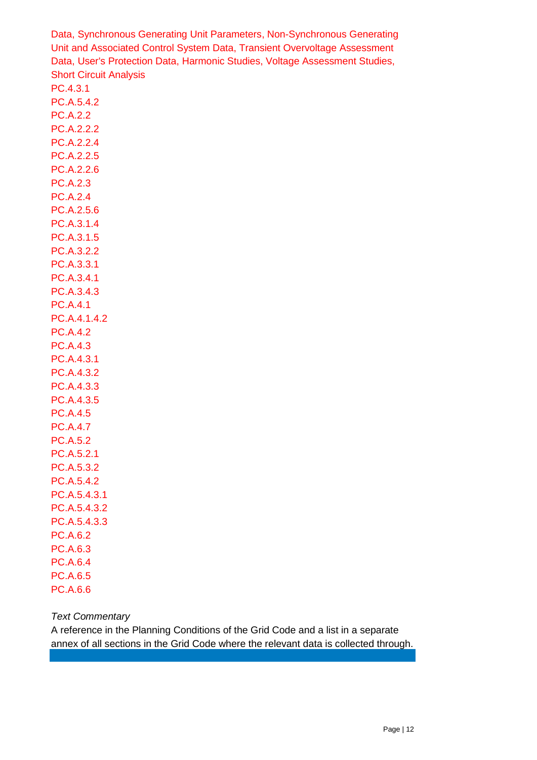Data, Synchronous Generating Unit Parameters, Non-Synchronous Generating Unit and Associated Control System Data, Transient Overvoltage Assessment Data, User's Protection Data, Harmonic Studies, Voltage Assessment Studies, Short Circuit Analysis

PC.4.3.1
PC.A.5.4.2
PC.A.2.2
PC.A.2.2.2
PC.A.2.2.4
PC.A.2.2.5
PC.A.2.2.6
PC.A.2.3
PC.A.2.4
PC.A.2.5.6
PC.A.3.1.4
PC.A.3.1.5
PC.A.3.2.2
PC.A.3.3.1
PC.A.3.4.1
PC.A.3.4.3
PC.A.4.1
PC.A.4.1.4.2
PC.A.4.2
PC.A.4.3
PC.A.4.3.1
PC.A.4.3.2
PC.A.4.3.3
PC.A.4.3.5
PC.A.4.5
PC.A.4.7
PC.A.5.2
PC.A.5.2.1
PC.A.5.3.2
PC.A.5.4.2
PC.A.5.4.3.1
PC.A.5.4.3.2
PC.A.5.4.3.3
PC.A.6.2
PC.A.6.3
PC.A.6.4
PC.A.6.5
PC.A.6.6

*Text Commentary*

A reference in the Planning Conditions of the Grid Code and a list in a separate annex of all sections in the Grid Code where the relevant data is collected through.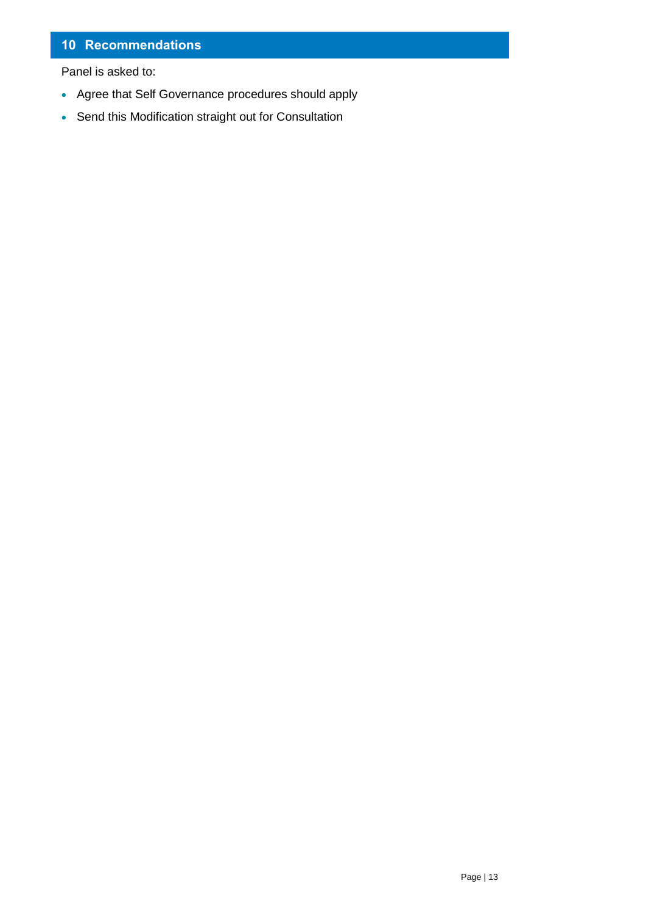## 10 Recommendations

Panel is asked to:

- Agree that Self Governance procedures should apply
- Send this Modification straight out for Consultation